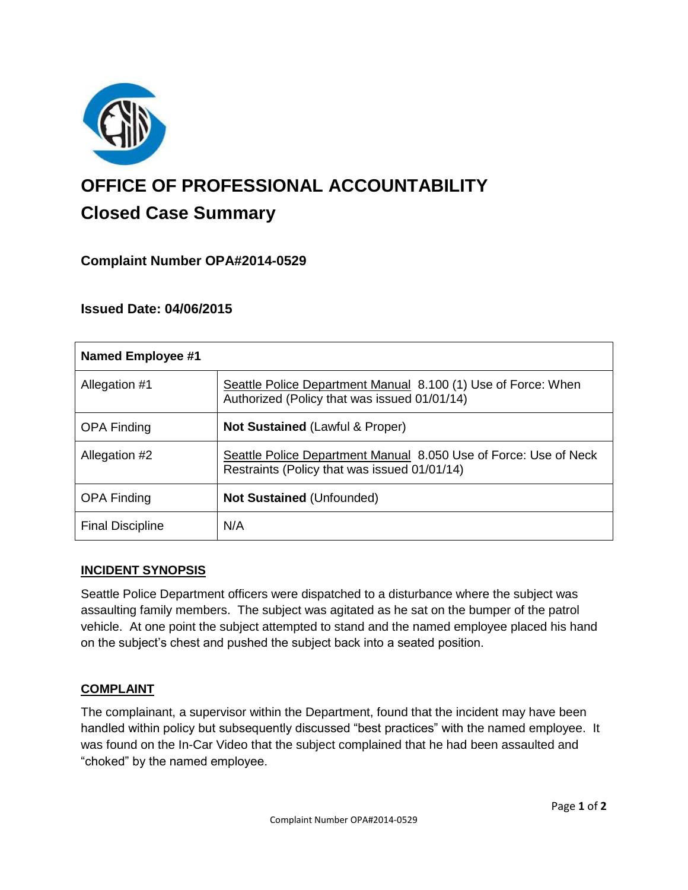# OFFICE OF PROFESSIONAL ACCOUNTABILITY

## Closed Case Summary

### Complaint Number OPA#2014-0529

### Issued Date: 04/06/2015

| Named Employee #1 | |
|---|---|
| Allegation #1 | Seattle Police Department Manual 8.100 (1) Use of Force: When Authorized (Policy that was issued 01/01/14) |
| OPA Finding | **Not Sustained** (Lawful & Proper) |
| Allegation #2 | Seattle Police Department Manual 8.050 Use of Force: Use of Neck Restraints (Policy that was issued 01/01/14) |
| OPA Finding | **Not Sustained** (Unfounded) |
| Final Discipline | N/A |

**INCIDENT SYNOPSIS**

Seattle Police Department officers were dispatched to a disturbance where the subject was assaulting family members. The subject was agitated as he sat on the bumper of the patrol vehicle. At one point the subject attempted to stand and the named employee placed his hand on the subject's chest and pushed the subject back into a seated position.

**COMPLAINT**

The complainant, a supervisor within the Department, found that the incident may have been handled within policy but subsequently discussed "best practices" with the named employee. It was found on the In-Car Video that the subject complained that he had been assaulted and "choked" by the named employee.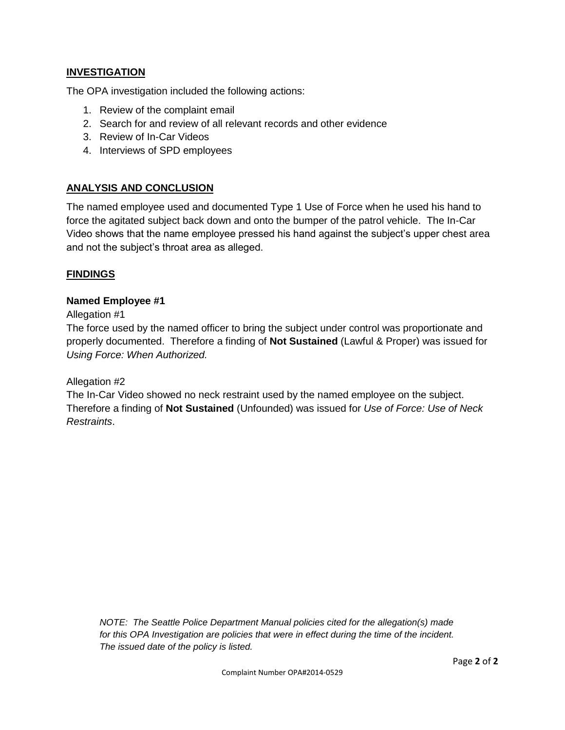## INVESTIGATION

The OPA investigation included the following actions:

1. Review of the complaint email
2. Search for and review of all relevant records and other evidence
3. Review of In-Car Videos
4. Interviews of SPD employees

## ANALYSIS AND CONCLUSION

The named employee used and documented Type 1 Use of Force when he used his hand to force the agitated subject back down and onto the bumper of the patrol vehicle. The In-Car Video shows that the name employee pressed his hand against the subject's upper chest area and not the subject's throat area as alleged.

## FINDINGS

**Named Employee #1**

Allegation #1

The force used by the named officer to bring the subject under control was proportionate and properly documented. Therefore a finding of **Not Sustained** (Lawful & Proper) was issued for *Using Force: When Authorized.*

Allegation #2

The In-Car Video showed no neck restraint used by the named employee on the subject. Therefore a finding of **Not Sustained** (Unfounded) was issued for *Use of Force: Use of Neck Restraints*.

*NOTE: The Seattle Police Department Manual policies cited for the allegation(s) made for this OPA Investigation are policies that were in effect during the time of the incident. The issued date of the policy is listed.*

Complaint Number OPA#2014-0529